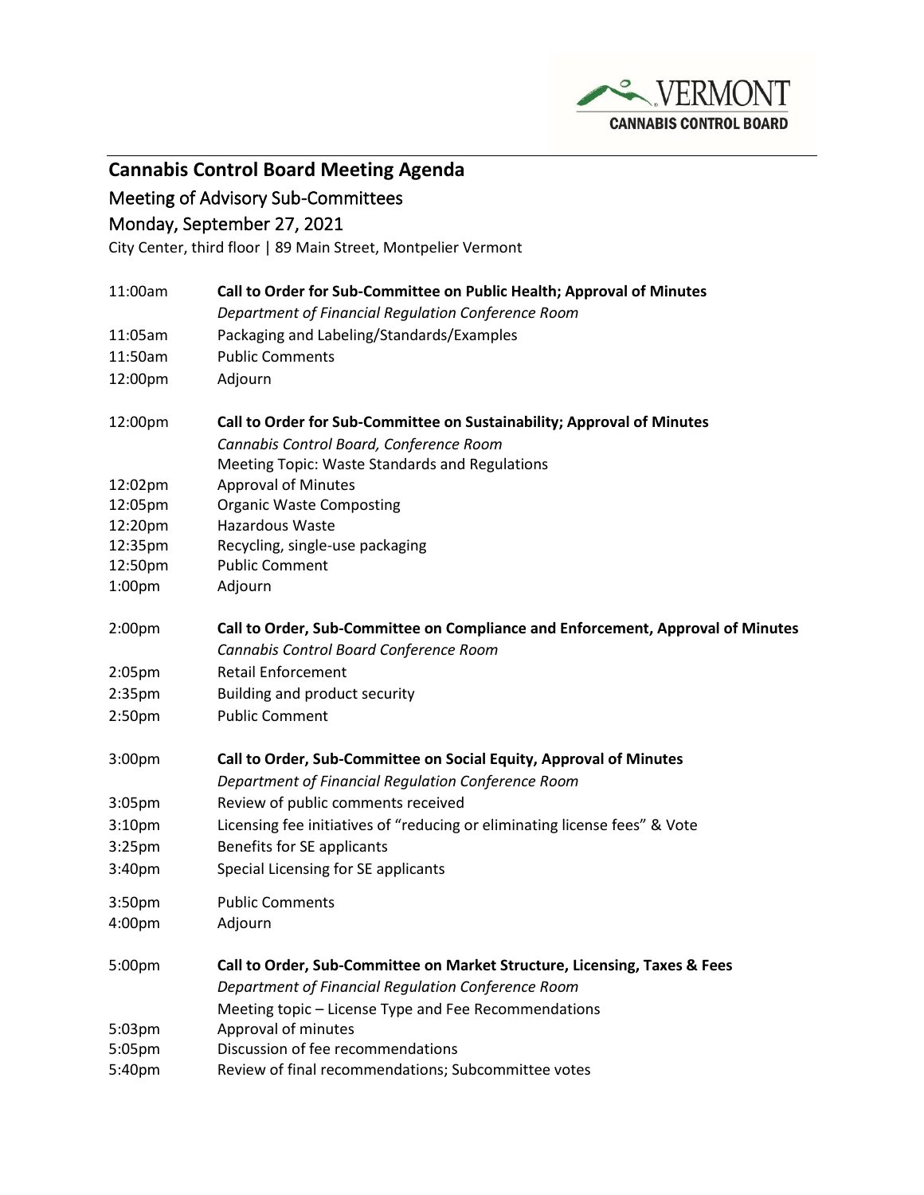# Cannabis Control Board Meeting Agenda

## Meeting of Advisory Sub-Committees

## Monday, September 27, 2021

City Center, third floor | 89 Main Street, Montpelier Vermont

| | |
|---|---|
| 11:00am | **Call to Order for Sub-Committee on Public Health; Approval of Minutes** |
| | *Department of Financial Regulation Conference Room* |
| 11:05am | Packaging and Labeling/Standards/Examples |
| 11:50am | Public Comments |
| 12:00pm | Adjourn |
| | |
| 12:00pm | **Call to Order for Sub-Committee on Sustainability; Approval of Minutes** |
| | *Cannabis Control Board, Conference Room* |
| | Meeting Topic: Waste Standards and Regulations |
| 12:02pm | Approval of Minutes |
| 12:05pm | Organic Waste Composting |
| 12:20pm | Hazardous Waste |
| 12:35pm | Recycling, single-use packaging |
| 12:50pm | Public Comment |
| 1:00pm | Adjourn |
| | |
| 2:00pm | **Call to Order, Sub-Committee on Compliance and Enforcement, Approval of Minutes** |
| | *Cannabis Control Board Conference Room* |
| 2:05pm | Retail Enforcement |
| 2:35pm | Building and product security |
| 2:50pm | Public Comment |
| | |
| 3:00pm | **Call to Order, Sub-Committee on Social Equity, Approval of Minutes** |
| | *Department of Financial Regulation Conference Room* |
| 3:05pm | Review of public comments received |
| 3:10pm | Licensing fee initiatives of "reducing or eliminating license fees" & Vote |
| 3:25pm | Benefits for SE applicants |
| 3:40pm | Special Licensing for SE applicants |
| 3:50pm | Public Comments |
| 4:00pm | Adjourn |
| | |
| 5:00pm | **Call to Order, Sub-Committee on Market Structure, Licensing, Taxes & Fees** |
| | *Department of Financial Regulation Conference Room* |
| | Meeting topic – License Type and Fee Recommendations |
| 5:03pm | Approval of minutes |
| 5:05pm | Discussion of fee recommendations |
| 5:40pm | Review of final recommendations; Subcommittee votes |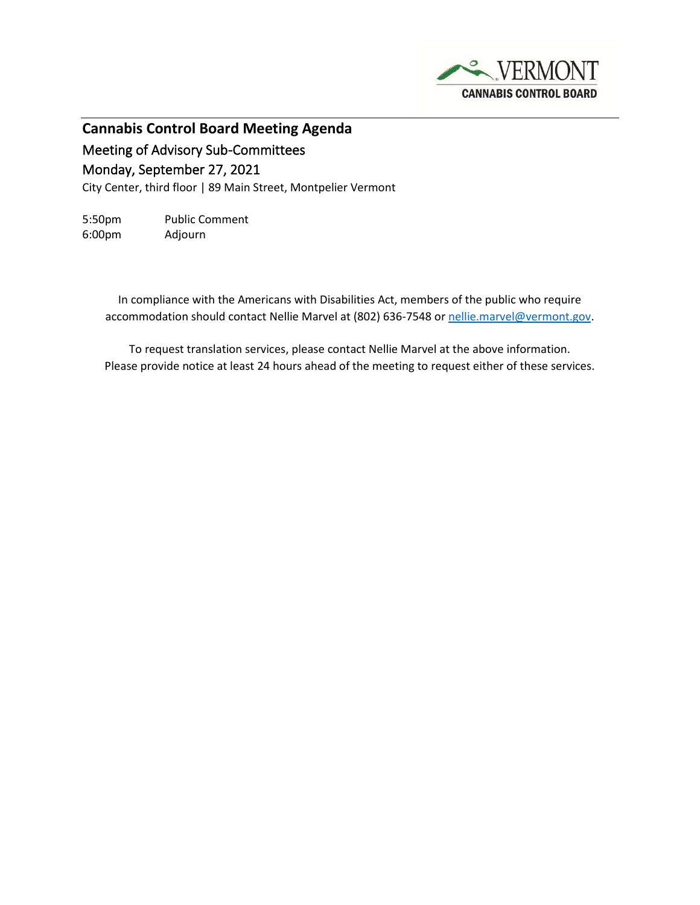VERMONT
CANNABIS CONTROL BOARD

# Cannabis Control Board Meeting Agenda

## Meeting of Advisory Sub-Committees

## Monday, September 27, 2021

City Center, third floor | 89 Main Street, Montpelier Vermont

| | |
|---|---|
| 5:50pm | Public Comment |
| 6:00pm | Adjourn |

In compliance with the Americans with Disabilities Act, members of the public who require accommodation should contact Nellie Marvel at (802) 636-7548 or nellie.marvel@vermont.gov.

To request translation services, please contact Nellie Marvel at the above information. Please provide notice at least 24 hours ahead of the meeting to request either of these services.